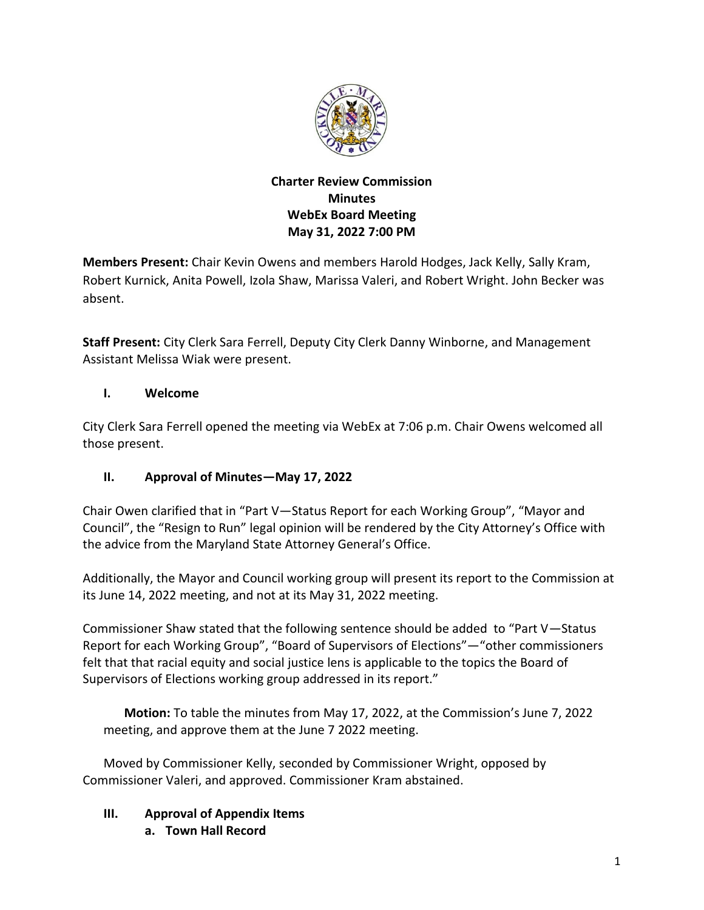**Charter Review Commission**
**Minutes**
**WebEx Board Meeting**
**May 31, 2022 7:00 PM**

**Members Present:** Chair Kevin Owens and members Harold Hodges, Jack Kelly, Sally Kram, Robert Kurnick, Anita Powell, Izola Shaw, Marissa Valeri, and Robert Wright. John Becker was absent.

**Staff Present:** City Clerk Sara Ferrell, Deputy City Clerk Danny Winborne, and Management Assistant Melissa Wiak were present.

## I. Welcome

City Clerk Sara Ferrell opened the meeting via WebEx at 7:06 p.m. Chair Owens welcomed all those present.

## II. Approval of Minutes—May 17, 2022

Chair Owen clarified that in "Part V—Status Report for each Working Group", "Mayor and Council", the "Resign to Run" legal opinion will be rendered by the City Attorney's Office with the advice from the Maryland State Attorney General's Office.

Additionally, the Mayor and Council working group will present its report to the Commission at its June 14, 2022 meeting, and not at its May 31, 2022 meeting.

Commissioner Shaw stated that the following sentence should be added to "Part V—Status Report for each Working Group", "Board of Supervisors of Elections"—"other commissioners felt that that racial equity and social justice lens is applicable to the topics the Board of Supervisors of Elections working group addressed in its report."

**Motion:** To table the minutes from May 17, 2022, at the Commission's June 7, 2022 meeting, and approve them at the June 7 2022 meeting.

Moved by Commissioner Kelly, seconded by Commissioner Wright, opposed by Commissioner Valeri, and approved. Commissioner Kram abstained.

## III. Approval of Appendix Items

### a. Town Hall Record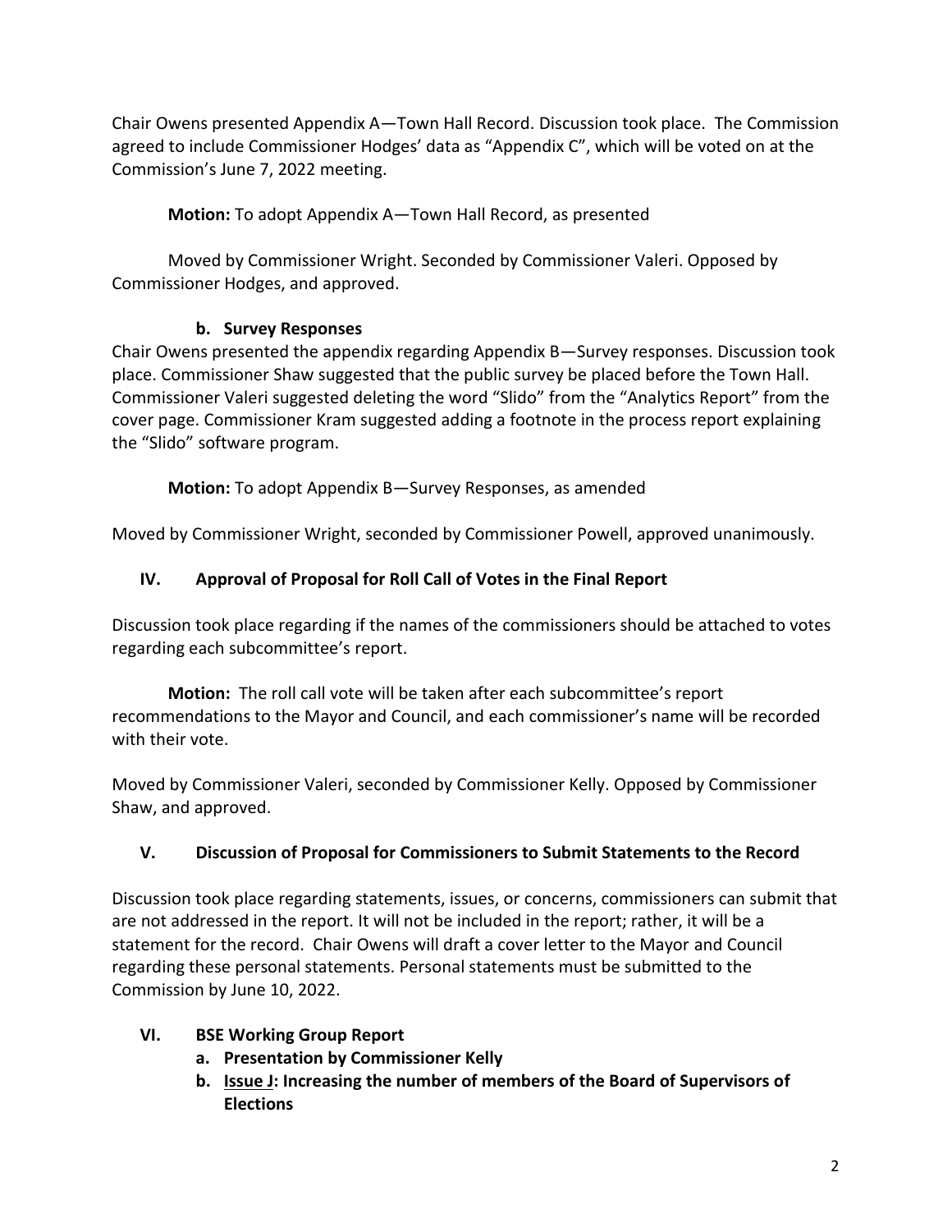Chair Owens presented Appendix A—Town Hall Record. Discussion took place. The Commission agreed to include Commissioner Hodges' data as "Appendix C", which will be voted on at the Commission's June 7, 2022 meeting.

**Motion:** To adopt Appendix A—Town Hall Record, as presented

Moved by Commissioner Wright. Seconded by Commissioner Valeri. Opposed by Commissioner Hodges, and approved.

**b. Survey Responses**

Chair Owens presented the appendix regarding Appendix B—Survey responses. Discussion took place. Commissioner Shaw suggested that the public survey be placed before the Town Hall. Commissioner Valeri suggested deleting the word "Slido" from the "Analytics Report" from the cover page. Commissioner Kram suggested adding a footnote in the process report explaining the "Slido" software program.

**Motion:** To adopt Appendix B—Survey Responses, as amended

Moved by Commissioner Wright, seconded by Commissioner Powell, approved unanimously.

## IV. Approval of Proposal for Roll Call of Votes in the Final Report

Discussion took place regarding if the names of the commissioners should be attached to votes regarding each subcommittee's report.

**Motion:** The roll call vote will be taken after each subcommittee's report recommendations to the Mayor and Council, and each commissioner's name will be recorded with their vote.

Moved by Commissioner Valeri, seconded by Commissioner Kelly. Opposed by Commissioner Shaw, and approved.

## V. Discussion of Proposal for Commissioners to Submit Statements to the Record

Discussion took place regarding statements, issues, or concerns, commissioners can submit that are not addressed in the report. It will not be included in the report; rather, it will be a statement for the record. Chair Owens will draft a cover letter to the Mayor and Council regarding these personal statements. Personal statements must be submitted to the Commission by June 10, 2022.

## VI. BSE Working Group Report

a. **Presentation by Commissioner Kelly**
b. **Issue J: Increasing the number of members of the Board of Supervisors of Elections**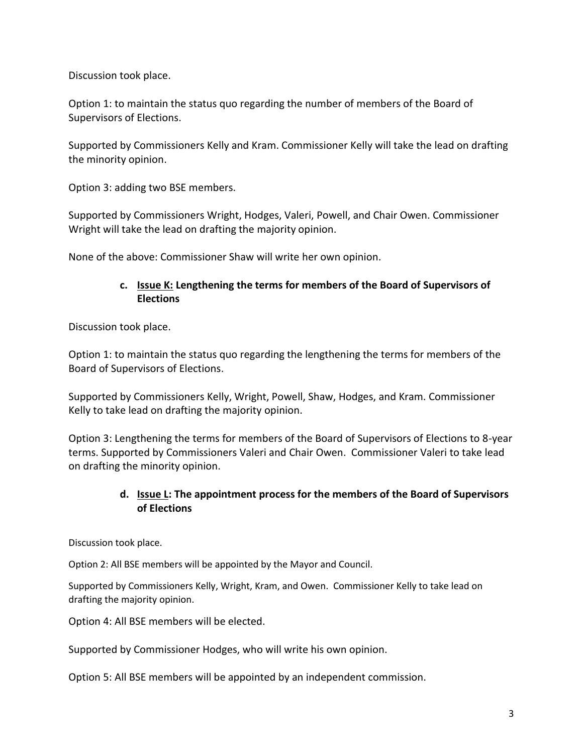Discussion took place.

Option 1: to maintain the status quo regarding the number of members of the Board of Supervisors of Elections.

Supported by Commissioners Kelly and Kram. Commissioner Kelly will take the lead on drafting the minority opinion.

Option 3: adding two BSE members.

Supported by Commissioners Wright, Hodges, Valeri, Powell, and Chair Owen. Commissioner Wright will take the lead on drafting the majority opinion.

None of the above: Commissioner Shaw will write her own opinion.

**c. <u>Issue K:</u> Lengthening the terms for members of the Board of Supervisors of Elections**

Discussion took place.

Option 1: to maintain the status quo regarding the lengthening the terms for members of the Board of Supervisors of Elections.

Supported by Commissioners Kelly, Wright, Powell, Shaw, Hodges, and Kram. Commissioner Kelly to take lead on drafting the majority opinion.

Option 3: Lengthening the terms for members of the Board of Supervisors of Elections to 8-year terms. Supported by Commissioners Valeri and Chair Owen. Commissioner Valeri to take lead on drafting the minority opinion.

**d. <u>Issue L</u>: The appointment process for the members of the Board of Supervisors of Elections**

Discussion took place.

Option 2: All BSE members will be appointed by the Mayor and Council.

Supported by Commissioners Kelly, Wright, Kram, and Owen. Commissioner Kelly to take lead on drafting the majority opinion.

Option 4: All BSE members will be elected.

Supported by Commissioner Hodges, who will write his own opinion.

Option 5: All BSE members will be appointed by an independent commission.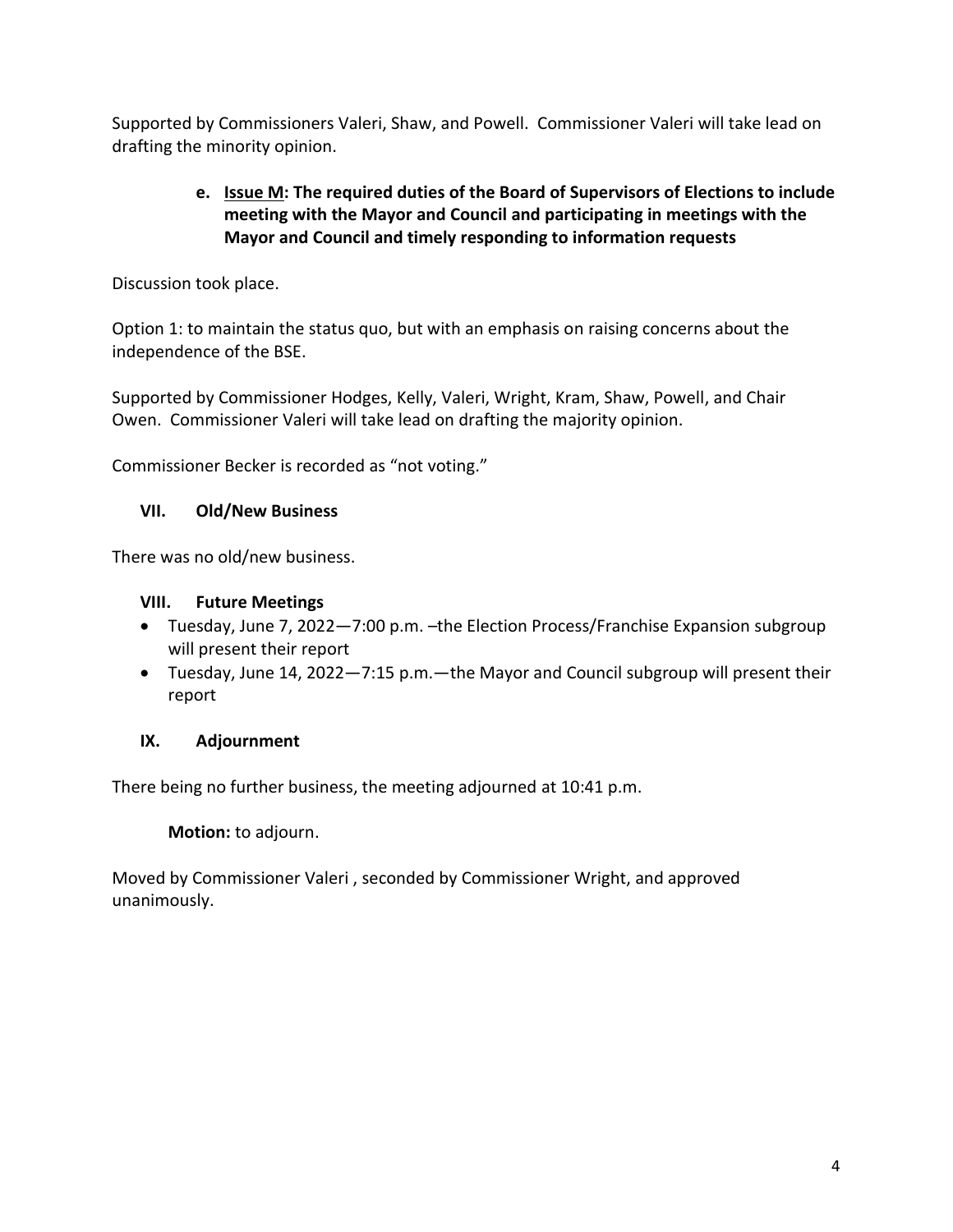Supported by Commissioners Valeri, Shaw, and Powell. Commissioner Valeri will take lead on drafting the minority opinion.

**e. Issue M: The required duties of the Board of Supervisors of Elections to include meeting with the Mayor and Council and participating in meetings with the Mayor and Council and timely responding to information requests**

Discussion took place.

Option 1: to maintain the status quo, but with an emphasis on raising concerns about the independence of the BSE.

Supported by Commissioner Hodges, Kelly, Valeri, Wright, Kram, Shaw, Powell, and Chair Owen. Commissioner Valeri will take lead on drafting the majority opinion.

Commissioner Becker is recorded as "not voting."

## VII. Old/New Business

There was no old/new business.

## VIII. Future Meetings

- Tuesday, June 7, 2022—7:00 p.m. –the Election Process/Franchise Expansion subgroup will present their report
- Tuesday, June 14, 2022—7:15 p.m.—the Mayor and Council subgroup will present their report

## IX. Adjournment

There being no further business, the meeting adjourned at 10:41 p.m.

**Motion:** to adjourn.

Moved by Commissioner Valeri , seconded by Commissioner Wright, and approved unanimously.